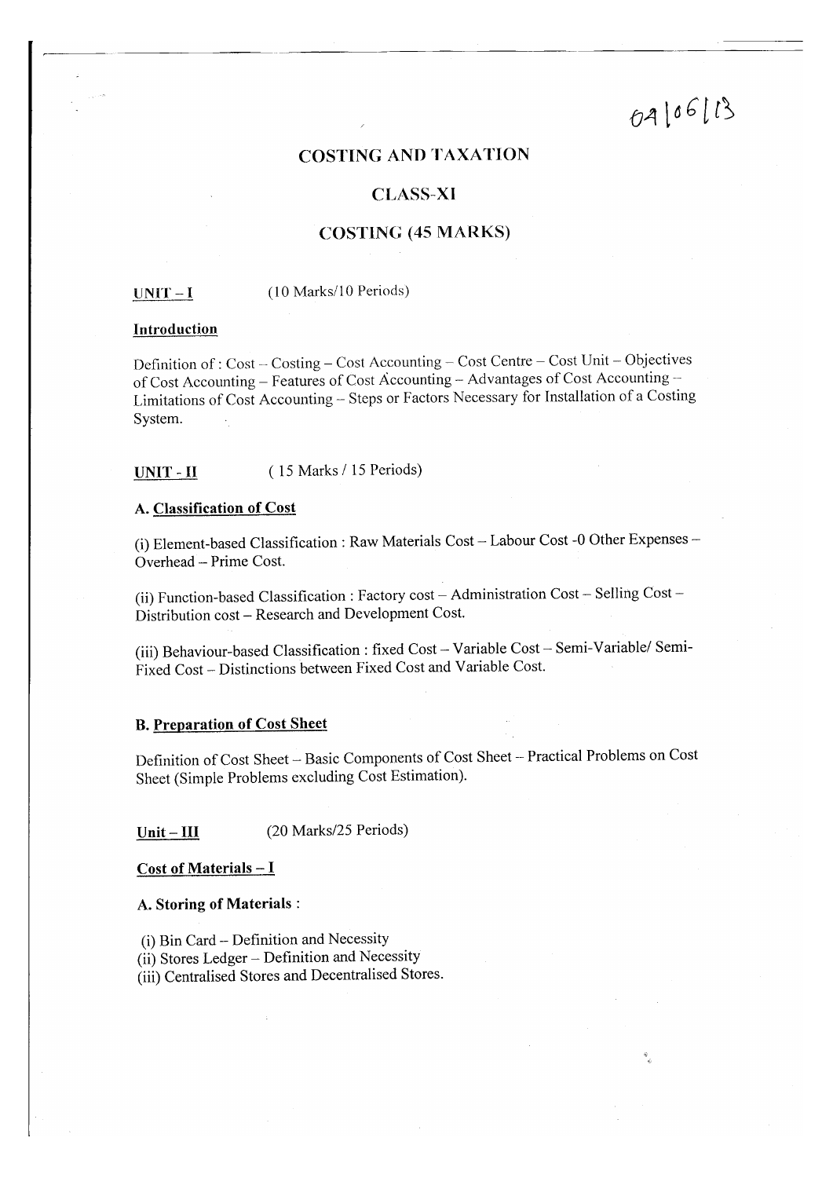09/06/13

# COSTING AND TAXATION

## CLASS-XI

## COSTING (45 MARKS)

**UNIT – I** (10 Marks/10 Periods)

**Introduction**

Definition of : Cost – Costing – Cost Accounting – Cost Centre – Cost Unit – Objectives of Cost Accounting – Features of Cost Accounting – Advantages of Cost Accounting – Limitations of Cost Accounting – Steps or Factors Necessary for Installation of a Costing System.

**UNIT - II** ( 15 Marks / 15 Periods)

**A. Classification of Cost**

(i) Element-based Classification : Raw Materials Cost – Labour Cost -0 Other Expenses – Overhead – Prime Cost.

(ii) Function-based Classification : Factory cost – Administration Cost – Selling Cost – Distribution cost – Research and Development Cost.

(iii) Behaviour-based Classification : fixed Cost – Variable Cost – Semi-Variable/ Semi-Fixed Cost – Distinctions between Fixed Cost and Variable Cost.

**B. Preparation of Cost Sheet**

Definition of Cost Sheet – Basic Components of Cost Sheet – Practical Problems on Cost Sheet (Simple Problems excluding Cost Estimation).

**Unit – III** (20 Marks/25 Periods)

**Cost of Materials – I**

**A. Storing of Materials :**

(i) Bin Card – Definition and Necessity
(ii) Stores Ledger – Definition and Necessity
(iii) Centralised Stores and Decentralised Stores.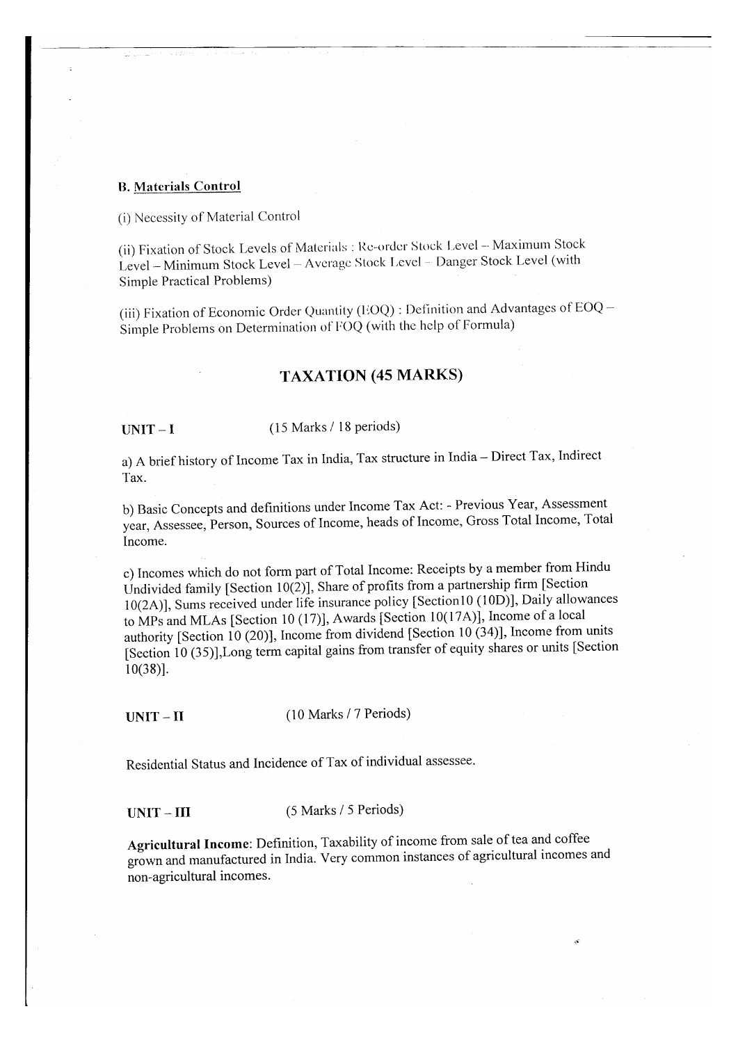**B. Materials Control**

(i) Necessity of Material Control

(ii) Fixation of Stock Levels of Materials : Re-order Stock Level – Maximum Stock Level – Minimum Stock Level – Average Stock Level – Danger Stock Level (with Simple Practical Problems)

(iii) Fixation of Economic Order Quantity (EOQ) : Definition and Advantages of EOQ – Simple Problems on Determination of EOQ (with the help of Formula)

## TAXATION (45 MARKS)

**UNIT – I** (15 Marks / 18 periods)

a) A brief history of Income Tax in India, Tax structure in India – Direct Tax, Indirect Tax.

b) Basic Concepts and definitions under Income Tax Act: - Previous Year, Assessment year, Assessee, Person, Sources of Income, heads of Income, Gross Total Income, Total Income.

c) Incomes which do not form part of Total Income: Receipts by a member from Hindu Undivided family [Section 10(2)], Share of profits from a partnership firm [Section 10(2A)], Sums received under life insurance policy [Section10 (10D)], Daily allowances to MPs and MLAs [Section 10 (17)], Awards [Section 10(17A)], Income of a local authority [Section 10 (20)], Income from dividend [Section 10 (34)], Income from units [Section 10 (35)],Long term capital gains from transfer of equity shares or units [Section 10(38)].

**UNIT – II** (10 Marks / 7 Periods)

Residential Status and Incidence of Tax of individual assessee.

**UNIT – III** (5 Marks / 5 Periods)

**Agricultural Income**: Definition, Taxability of income from sale of tea and coffee grown and manufactured in India. Very common instances of agricultural incomes and non-agricultural incomes.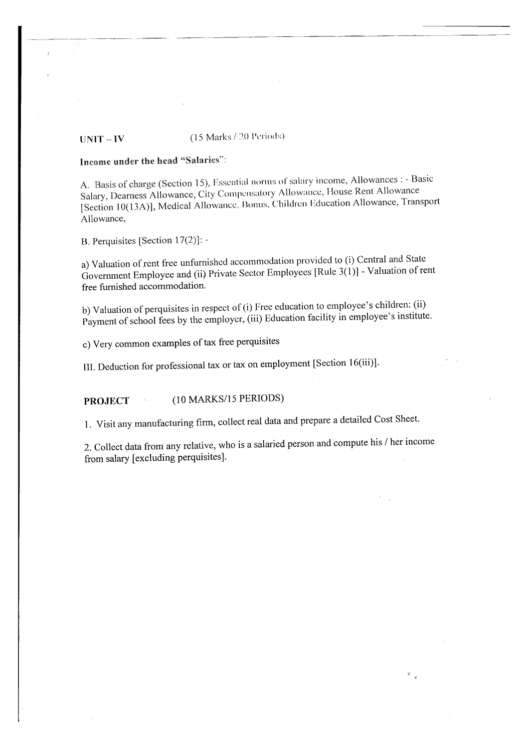**UNIT – IV** (15 Marks / 20 Periods)

**Income under the head "Salaries":**

A. Basis of charge (Section 15), Essential norms of salary income, Allowances : - Basic Salary, Dearness Allowance, City Compensatory Allowance, House Rent Allowance [Section 10(13A)], Medical Allowance, Bonus, Children Education Allowance, Transport Allowance,

B. Perquisites [Section 17(2)]: -

a) Valuation of rent free unfurnished accommodation provided to (i) Central and State Government Employee and (ii) Private Sector Employees [Rule 3(1)] - Valuation of rent free furnished accommodation.

b) Valuation of perquisites in respect of (i) Free education to employee's children: (ii) Payment of school fees by the employer, (iii) Education facility in employee's institute.

c) Very common examples of tax free perquisites

III. Deduction for professional tax or tax on employment [Section 16(iii)].

**PROJECT** (10 MARKS/15 PERIODS)

1. Visit any manufacturing firm, collect real data and prepare a detailed Cost Sheet.

2. Collect data from any relative, who is a salaried person and compute his / her income from salary [excluding perquisites].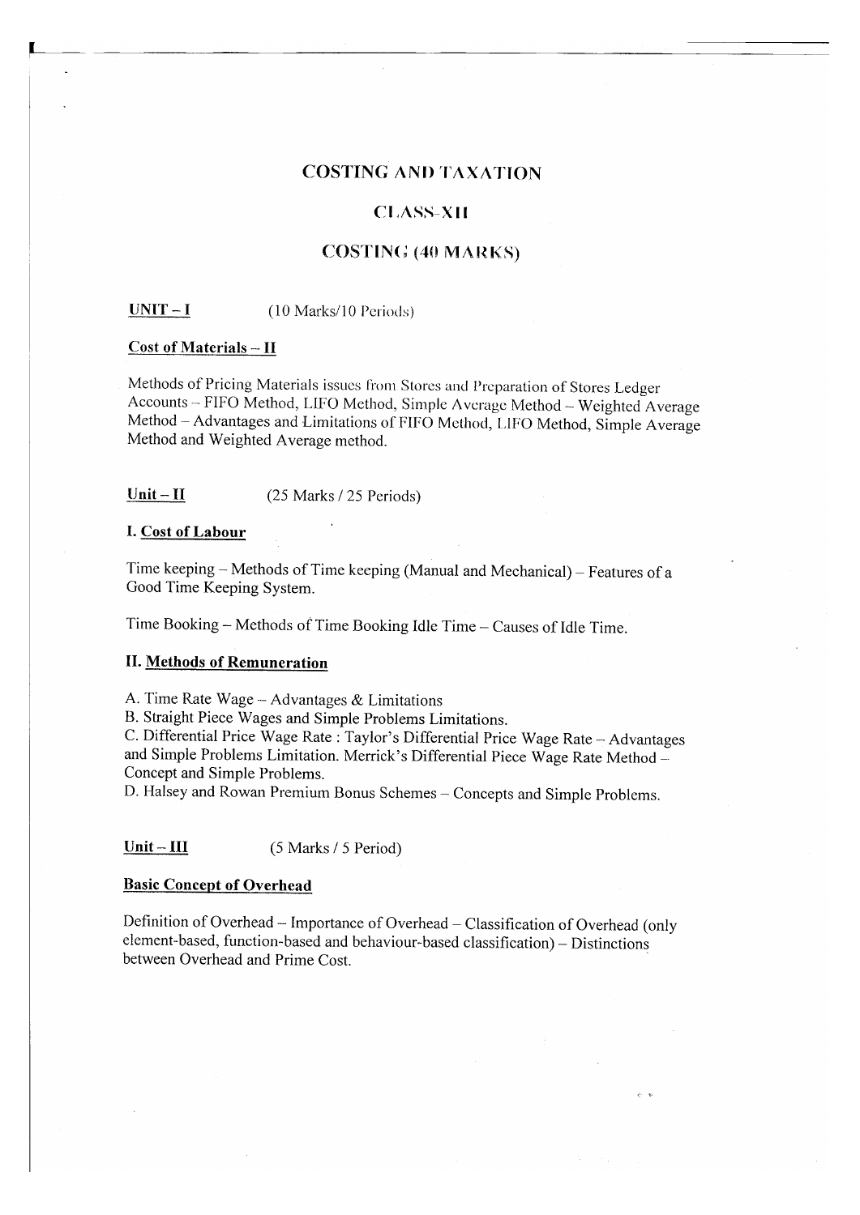# COSTING AND TAXATION

## CLASS-XII

## COSTING (40 MARKS)

**UNIT – I** (10 Marks/10 Periods)

**Cost of Materials – II**

Methods of Pricing Materials issues from Stores and Preparation of Stores Ledger Accounts – FIFO Method, LIFO Method, Simple Average Method – Weighted Average Method – Advantages and Limitations of FIFO Method, LIFO Method, Simple Average Method and Weighted Average method.

**Unit – II** (25 Marks / 25 Periods)

**I. Cost of Labour**

Time keeping – Methods of Time keeping (Manual and Mechanical) – Features of a Good Time Keeping System.

Time Booking – Methods of Time Booking Idle Time – Causes of Idle Time.

**II. Methods of Remuneration**

A. Time Rate Wage – Advantages & Limitations
B. Straight Piece Wages and Simple Problems Limitations.
C. Differential Price Wage Rate : Taylor's Differential Price Wage Rate – Advantages and Simple Problems Limitation. Merrick's Differential Piece Wage Rate Method – Concept and Simple Problems.
D. Halsey and Rowan Premium Bonus Schemes – Concepts and Simple Problems.

**Unit – III** (5 Marks / 5 Period)

**Basic Concept of Overhead**

Definition of Overhead – Importance of Overhead – Classification of Overhead (only element-based, function-based and behaviour-based classification) – Distinctions between Overhead and Prime Cost.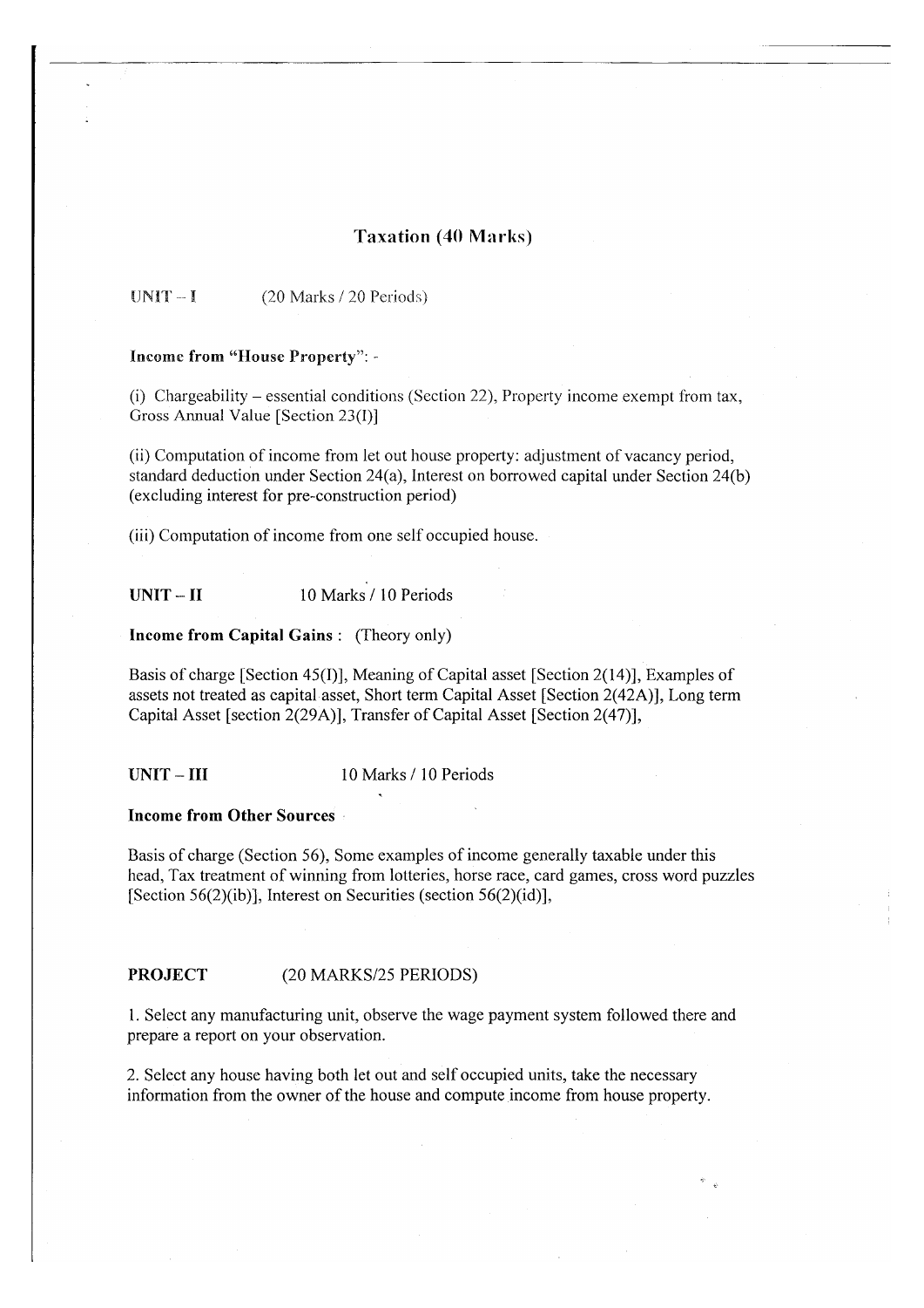## Taxation (40 Marks)

UNIT – I (20 Marks / 20 Periods)

**Income from "House Property":** -

(i) Chargeability – essential conditions (Section 22), Property income exempt from tax, Gross Annual Value [Section 23(I)]

(ii) Computation of income from let out house property: adjustment of vacancy period, standard deduction under Section 24(a), Interest on borrowed capital under Section 24(b) (excluding interest for pre-construction period)

(iii) Computation of income from one self occupied house.

**UNIT – II** 10 Marks / 10 Periods

**Income from Capital Gains** : (Theory only)

Basis of charge [Section 45(I)], Meaning of Capital asset [Section 2(14)], Examples of assets not treated as capital asset, Short term Capital Asset [Section 2(42A)], Long term Capital Asset [section 2(29A)], Transfer of Capital Asset [Section 2(47)],

**UNIT – III** 10 Marks / 10 Periods

**Income from Other Sources**

Basis of charge (Section 56), Some examples of income generally taxable under this head, Tax treatment of winning from lotteries, horse race, card games, cross word puzzles [Section 56(2)(ib)], Interest on Securities (section 56(2)(id)],

**PROJECT** (20 MARKS/25 PERIODS)

1. Select any manufacturing unit, observe the wage payment system followed there and prepare a report on your observation.

2. Select any house having both let out and self occupied units, take the necessary information from the owner of the house and compute income from house property.